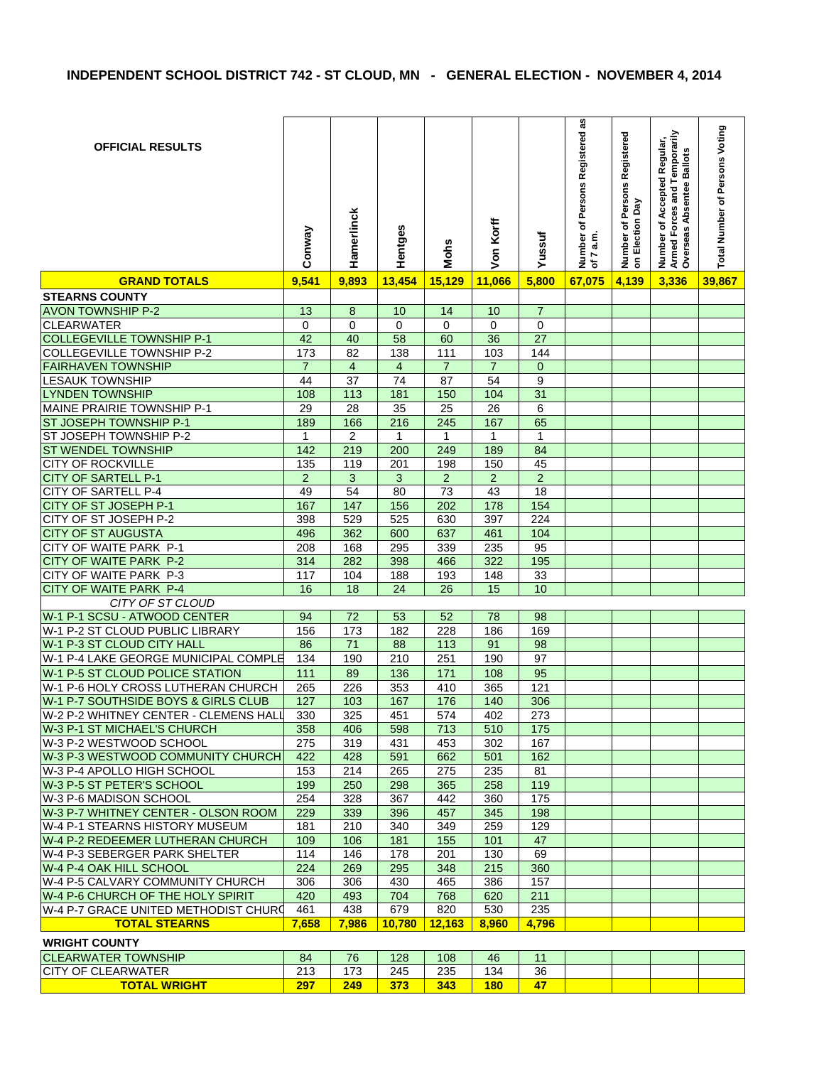# INDEPENDENT SCHOOL DISTRICT 742 - ST CLOUD, MN - GENERAL ELECTION - NOVEMBER 4, 2014

| OFFICIAL RESULTS | Conway | Hamerlinck | Hentges | Mohs | Von Korff | Yussuf | Number of Persons Registered as of 7 a.m. | Number of Persons Registered on Election Day | Number of Accepted Regular, Armed Forces and Temporarily Overseas Absentee Ballots | Total Number of Persons Voting |
|---|---|---|---|---|---|---|---|---|---|---|
| **GRAND TOTALS** | **9,541** | **9,893** | **13,454** | **15,129** | **11,066** | **5,800** | **67,075** | **4,139** | **3,336** | **39,867** |
| **STEARNS COUNTY** | | | | | | | | | | |
| AVON TOWNSHIP P-2 | 13 | 8 | 10 | 14 | 10 | 7 | | | | |
| CLEARWATER | 0 | 0 | 0 | 0 | 0 | 0 | | | | |
| COLLEGEVILLE TOWNSHIP P-1 | 42 | 40 | 58 | 60 | 36 | 27 | | | | |
| COLLEGEVILLE TOWNSHIP P-2 | 173 | 82 | 138 | 111 | 103 | 144 | | | | |
| FAIRHAVEN TOWNSHIP | 7 | 4 | 4 | 7 | 7 | 0 | | | | |
| LESAUK TOWNSHIP | 44 | 37 | 74 | 87 | 54 | 9 | | | | |
| LYNDEN TOWNSHIP | 108 | 113 | 181 | 150 | 104 | 31 | | | | |
| MAINE PRAIRIE TOWNSHIP P-1 | 29 | 28 | 35 | 25 | 26 | 6 | | | | |
| ST JOSEPH TOWNSHIP P-1 | 189 | 166 | 216 | 245 | 167 | 65 | | | | |
| ST JOSEPH TOWNSHIP P-2 | 1 | 2 | 1 | 1 | 1 | 1 | | | | |
| ST WENDEL TOWNSHIP | 142 | 219 | 200 | 249 | 189 | 84 | | | | |
| CITY OF ROCKVILLE | 135 | 119 | 201 | 198 | 150 | 45 | | | | |
| CITY OF SARTELL P-1 | 2 | 3 | 3 | 2 | 2 | 2 | | | | |
| CITY OF SARTELL P-4 | 49 | 54 | 80 | 73 | 43 | 18 | | | | |
| CITY OF ST JOSEPH P-1 | 167 | 147 | 156 | 202 | 178 | 154 | | | | |
| CITY OF ST JOSEPH P-2 | 398 | 529 | 525 | 630 | 397 | 224 | | | | |
| CITY OF ST AUGUSTA | 496 | 362 | 600 | 637 | 461 | 104 | | | | |
| CITY OF WAITE PARK P-1 | 208 | 168 | 295 | 339 | 235 | 95 | | | | |
| CITY OF WAITE PARK P-2 | 314 | 282 | 398 | 466 | 322 | 195 | | | | |
| CITY OF WAITE PARK P-3 | 117 | 104 | 188 | 193 | 148 | 33 | | | | |
| CITY OF WAITE PARK P-4 | 16 | 18 | 24 | 26 | 15 | 10 | | | | |
| *CITY OF ST CLOUD* | | | | | | | | | | |
| W-1 P-1 SCSU - ATWOOD CENTER | 94 | 72 | 53 | 52 | 78 | 98 | | | | |
| W-1 P-2 ST CLOUD PUBLIC LIBRARY | 156 | 173 | 182 | 228 | 186 | 169 | | | | |
| W-1 P-3 ST CLOUD CITY HALL | 86 | 71 | 88 | 113 | 91 | 98 | | | | |
| W-1 P-4 LAKE GEORGE MUNICIPAL COMPLE | 134 | 190 | 210 | 251 | 190 | 97 | | | | |
| W-1 P-5 ST CLOUD POLICE STATION | 111 | 89 | 136 | 171 | 108 | 95 | | | | |
| W-1 P-6 HOLY CROSS LUTHERAN CHURCH | 265 | 226 | 353 | 410 | 365 | 121 | | | | |
| W-1 P-7 SOUTHSIDE BOYS & GIRLS CLUB | 127 | 103 | 167 | 176 | 140 | 306 | | | | |
| W-2 P-2 WHITNEY CENTER - CLEMENS HALL | 330 | 325 | 451 | 574 | 402 | 273 | | | | |
| W-3 P-1 ST MICHAEL'S CHURCH | 358 | 406 | 598 | 713 | 510 | 175 | | | | |
| W-3 P-2 WESTWOOD SCHOOL | 275 | 319 | 431 | 453 | 302 | 167 | | | | |
| W-3 P-3 WESTWOOD COMMUNITY CHURCH | 422 | 428 | 591 | 662 | 501 | 162 | | | | |
| W-3 P-4 APOLLO HIGH SCHOOL | 153 | 214 | 265 | 275 | 235 | 81 | | | | |
| W-3 P-5 ST PETER'S SCHOOL | 199 | 250 | 298 | 365 | 258 | 119 | | | | |
| W-3 P-6 MADISON SCHOOL | 254 | 328 | 367 | 442 | 360 | 175 | | | | |
| W-3 P-7 WHITNEY CENTER - OLSON ROOM | 229 | 339 | 396 | 457 | 345 | 198 | | | | |
| W-4 P-1 STEARNS HISTORY MUSEUM | 181 | 210 | 340 | 349 | 259 | 129 | | | | |
| W-4 P-2 REDEEMER LUTHERAN CHURCH | 109 | 106 | 181 | 155 | 101 | 47 | | | | |
| W-4 P-3 SEBERGER PARK SHELTER | 114 | 146 | 178 | 201 | 130 | 69 | | | | |
| W-4 P-4 OAK HILL SCHOOL | 224 | 269 | 295 | 348 | 215 | 360 | | | | |
| W-4 P-5 CALVARY COMMUNITY CHURCH | 306 | 306 | 430 | 465 | 386 | 157 | | | | |
| W-4 P-6 CHURCH OF THE HOLY SPIRIT | 420 | 493 | 704 | 768 | 620 | 211 | | | | |
| W-4 P-7 GRACE UNITED METHODIST CHURC | 461 | 438 | 679 | 820 | 530 | 235 | | | | |
| **TOTAL STEARNS** | **7,658** | **7,986** | **10,780** | **12,163** | **8,960** | **4,796** | | | | |
| **WRIGHT COUNTY** | | | | | | | | | | |
| CLEARWATER TOWNSHIP | 84 | 76 | 128 | 108 | 46 | 11 | | | | |
| CITY OF CLEARWATER | 213 | 173 | 245 | 235 | 134 | 36 | | | | |
| **TOTAL WRIGHT** | **297** | **249** | **373** | **343** | **180** | **47** | | | | |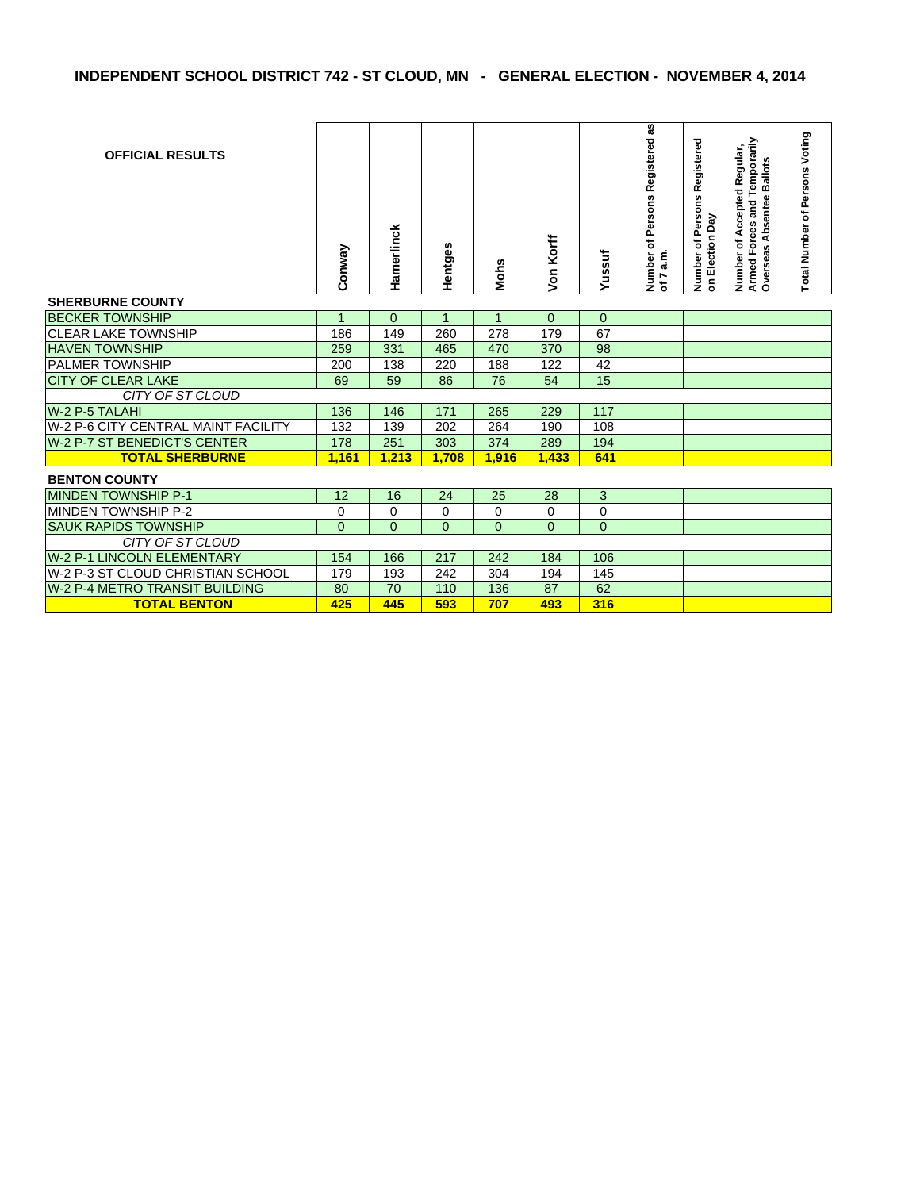## INDEPENDENT SCHOOL DISTRICT 742 - ST CLOUD, MN - GENERAL ELECTION - NOVEMBER 4, 2014

| OFFICIAL RESULTS | Conway | Hamerlinck | Hentges | Mohs | Von Korff | Yussuf | Number of Persons Registered as of 7 a.m. | Number of Persons Registered on Election Day | Number of Accepted Regular, Armed Forces and Temporarily Overseas Absentee Ballots | Total Number of Persons Voting |
|---|---|---|---|---|---|---|---|---|---|---|
| **SHERBURNE COUNTY** | | | | | | | | | | |
| BECKER TOWNSHIP | 1 | 0 | 1 | 1 | 0 | 0 | | | | |
| CLEAR LAKE TOWNSHIP | 186 | 149 | 260 | 278 | 179 | 67 | | | | |
| HAVEN TOWNSHIP | 259 | 331 | 465 | 470 | 370 | 98 | | | | |
| PALMER TOWNSHIP | 200 | 138 | 220 | 188 | 122 | 42 | | | | |
| CITY OF CLEAR LAKE | 69 | 59 | 86 | 76 | 54 | 15 | | | | |
| *CITY OF ST CLOUD* | | | | | | | | | | |
| W-2 P-5 TALAHI | 136 | 146 | 171 | 265 | 229 | 117 | | | | |
| W-2 P-6 CITY CENTRAL MAINT FACILITY | 132 | 139 | 202 | 264 | 190 | 108 | | | | |
| W-2 P-7 ST BENEDICT'S CENTER | 178 | 251 | 303 | 374 | 289 | 194 | | | | |
| **TOTAL SHERBURNE** | **1,161** | **1,213** | **1,708** | **1,916** | **1,433** | **641** | | | | |
| **BENTON COUNTY** | | | | | | | | | | |
| MINDEN TOWNSHIP P-1 | 12 | 16 | 24 | 25 | 28 | 3 | | | | |
| MINDEN TOWNSHIP P-2 | 0 | 0 | 0 | 0 | 0 | 0 | | | | |
| SAUK RAPIDS TOWNSHIP | 0 | 0 | 0 | 0 | 0 | 0 | | | | |
| *CITY OF ST CLOUD* | | | | | | | | | | |
| W-2 P-1 LINCOLN ELEMENTARY | 154 | 166 | 217 | 242 | 184 | 106 | | | | |
| W-2 P-3 ST CLOUD CHRISTIAN SCHOOL | 179 | 193 | 242 | 304 | 194 | 145 | | | | |
| W-2 P-4 METRO TRANSIT BUILDING | 80 | 70 | 110 | 136 | 87 | 62 | | | | |
| **TOTAL BENTON** | **425** | **445** | **593** | **707** | **493** | **316** | | | | |